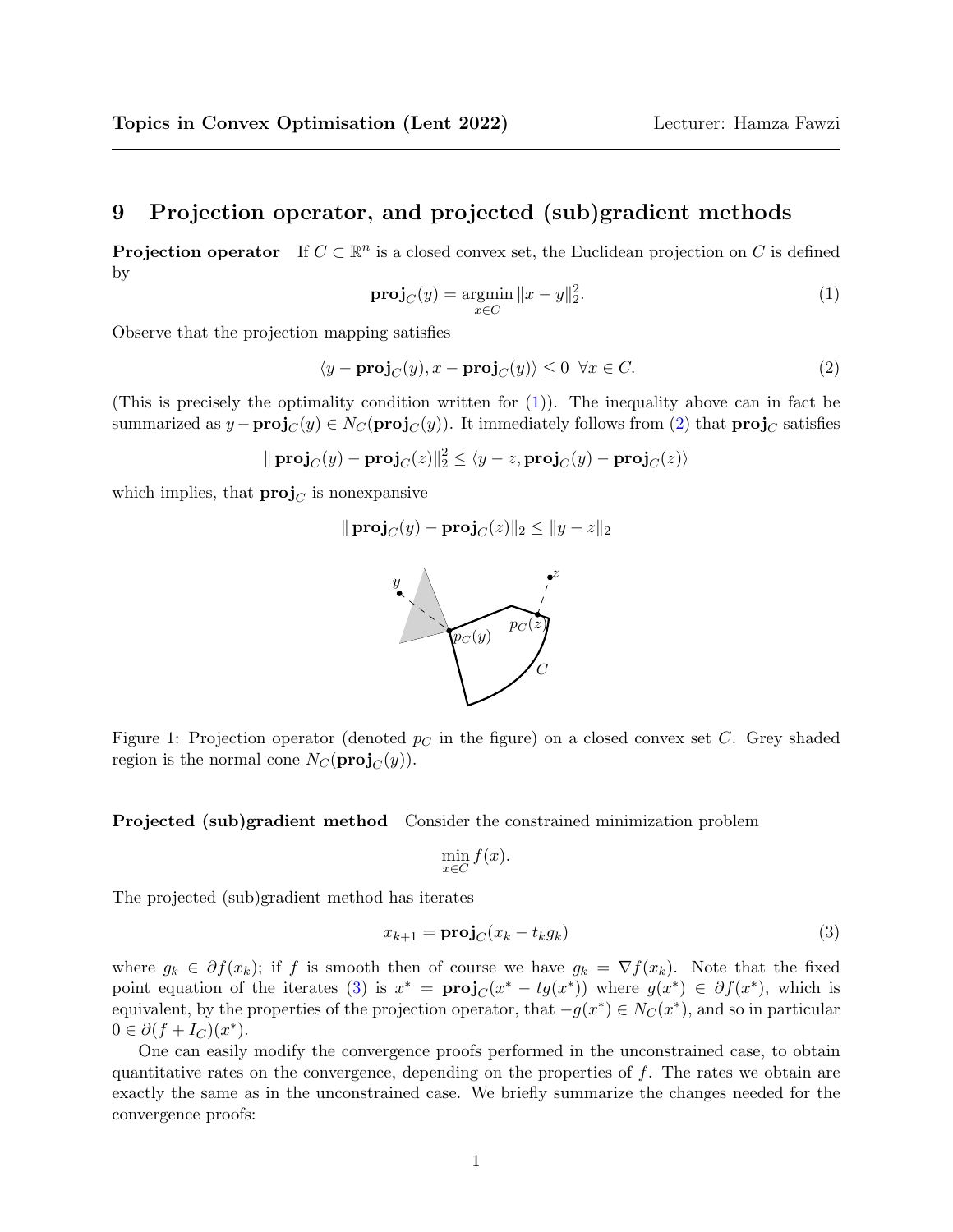# 9 Projection operator, and projected (sub)gradient methods

**Projection operator** If $C \subset \mathbb{R}^n$ is a closed convex set, the Euclidean projection on $C$ is defined by

$$\mathbf{proj}_C(y) = \operatorname*{argmin}_{x \in C} \|x - y\|_2^2. \tag{1}$$

Observe that the projection mapping satisfies

$$\langle y - \mathbf{proj}_C(y), x - \mathbf{proj}_C(y) \rangle \leq 0 \ \ \forall x \in C. \tag{2}$$

(This is precisely the optimality condition written for (1)). The inequality above can in fact be summarized as $y - \mathbf{proj}_C(y) \in N_C(\mathbf{proj}_C(y))$. It immediately follows from (2) that $\mathbf{proj}_C$ satisfies

$$\| \mathbf{proj}_C(y) - \mathbf{proj}_C(z) \|_2^2 \leq \langle y - z, \mathbf{proj}_C(y) - \mathbf{proj}_C(z) \rangle$$

which implies, that $\mathbf{proj}_C$ is nonexpansive

$$\| \mathbf{proj}_C(y) - \mathbf{proj}_C(z) \|_2 \leq \|y - z\|_2$$

Figure 1: Projection operator (denoted $p_C$ in the figure) on a closed convex set $C$. Grey shaded region is the normal cone $N_C(\mathbf{proj}_C(y))$.

**Projected (sub)gradient method** Consider the constrained minimization problem

$$\min_{x \in C} f(x).$$

The projected (sub)gradient method has iterates

$$x_{k+1} = \mathbf{proj}_C(x_k - t_k g_k) \tag{3}$$

where $g_k \in \partial f(x_k)$; if $f$ is smooth then of course we have $g_k = \nabla f(x_k)$. Note that the fixed point equation of the iterates (3) is $x^* = \mathbf{proj}_C(x^* - tg(x^*))$ where $g(x^*) \in \partial f(x^*)$, which is equivalent, by the properties of the projection operator, that $-g(x^*) \in N_C(x^*)$, and so in particular $0 \in \partial(f + I_C)(x^*)$.

One can easily modify the convergence proofs performed in the unconstrained case, to obtain quantitative rates on the convergence, depending on the properties of $f$. The rates we obtain are exactly the same as in the unconstrained case. We briefly summarize the changes needed for the convergence proofs: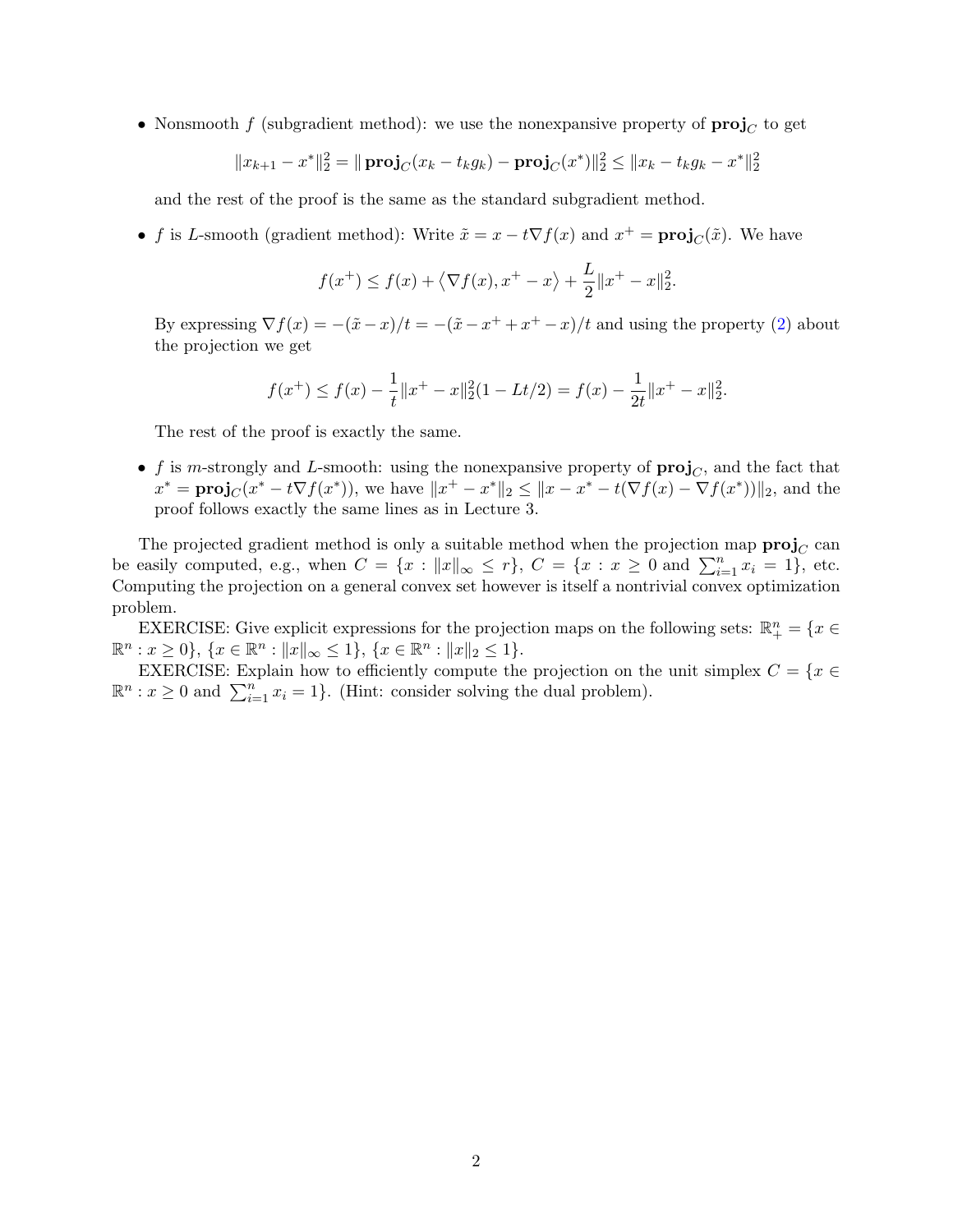- Nonsmooth $f$ (subgradient method): we use the nonexpansive property of $\mathbf{proj}_C$ to get

$$\|x_{k+1} - x^*\|_2^2 = \|\mathbf{proj}_C(x_k - t_k g_k) - \mathbf{proj}_C(x^*)\|_2^2 \leq \|x_k - t_k g_k - x^*\|_2^2$$

and the rest of the proof is the same as the standard subgradient method.

- $f$ is $L$-smooth (gradient method): Write $\tilde{x} = x - t\nabla f(x)$ and $x^+ = \mathbf{proj}_C(\tilde{x})$. We have

$$f(x^+) \leq f(x) + \langle \nabla f(x), x^+ - x \rangle + \frac{L}{2}\|x^+ - x\|_2^2.$$

By expressing $\nabla f(x) = -(\tilde{x} - x)/t = -(\tilde{x} - x^+ + x^+ - x)/t$ and using the property (2) about the projection we get

$$f(x^+) \leq f(x) - \frac{1}{t}\|x^+ - x\|_2^2(1 - Lt/2) = f(x) - \frac{1}{2t}\|x^+ - x\|_2^2.$$

The rest of the proof is exactly the same.

- $f$ is $m$-strongly and $L$-smooth: using the nonexpansive property of $\mathbf{proj}_C$, and the fact that $x^* = \mathbf{proj}_C(x^* - t\nabla f(x^*))$, we have $\|x^+ - x^*\|_2 \leq \|x - x^* - t(\nabla f(x) - \nabla f(x^*))\|_2$, and the proof follows exactly the same lines as in Lecture 3.

The projected gradient method is only a suitable method when the projection map $\mathbf{proj}_C$ can be easily computed, e.g., when $C = \{x : \|x\|_\infty \leq r\}$, $C = \{x : x \geq 0 \text{ and } \sum_{i=1}^n x_i = 1\}$, etc. Computing the projection on a general convex set however is itself a nontrivial convex optimization problem.

EXERCISE: Give explicit expressions for the projection maps on the following sets: $\mathbb{R}_+^n = \{x \in \mathbb{R}^n : x \geq 0\}$, $\{x \in \mathbb{R}^n : \|x\|_\infty \leq 1\}$, $\{x \in \mathbb{R}^n : \|x\|_2 \leq 1\}$.

EXERCISE: Explain how to efficiently compute the projection on the unit simplex $C = \{x \in \mathbb{R}^n : x \geq 0 \text{ and } \sum_{i=1}^n x_i = 1\}$. (Hint: consider solving the dual problem).